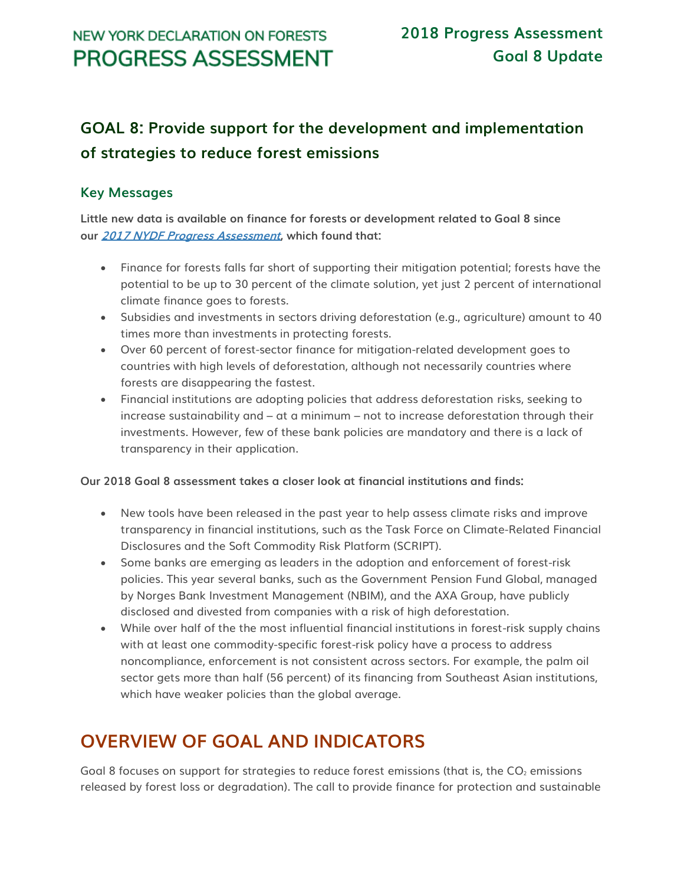# GOAL 8: Provide support for the development and implementation of strategies to reduce forest emissions

## Key Messages

**Little new data is available on finance for forests or development related to Goal 8 since our *2017 NYDF Progress Assessment*, which found that:**

- Finance for forests falls far short of supporting their mitigation potential; forests have the potential to be up to 30 percent of the climate solution, yet just 2 percent of international climate finance goes to forests.
- Subsidies and investments in sectors driving deforestation (e.g., agriculture) amount to 40 times more than investments in protecting forests.
- Over 60 percent of forest-sector finance for mitigation-related development goes to countries with high levels of deforestation, although not necessarily countries where forests are disappearing the fastest.
- Financial institutions are adopting policies that address deforestation risks, seeking to increase sustainability and – at a minimum – not to increase deforestation through their investments. However, few of these bank policies are mandatory and there is a lack of transparency in their application.

**Our 2018 Goal 8 assessment takes a closer look at financial institutions and finds:**

- New tools have been released in the past year to help assess climate risks and improve transparency in financial institutions, such as the Task Force on Climate-Related Financial Disclosures and the Soft Commodity Risk Platform (SCRIPT).
- Some banks are emerging as leaders in the adoption and enforcement of forest-risk policies. This year several banks, such as the Government Pension Fund Global, managed by Norges Bank Investment Management (NBIM), and the AXA Group, have publicly disclosed and divested from companies with a risk of high deforestation.
- While over half of the the most influential financial institutions in forest-risk supply chains with at least one commodity-specific forest-risk policy have a process to address noncompliance, enforcement is not consistent across sectors. For example, the palm oil sector gets more than half (56 percent) of its financing from Southeast Asian institutions, which have weaker policies than the global average.

# OVERVIEW OF GOAL AND INDICATORS

Goal 8 focuses on support for strategies to reduce forest emissions (that is, the $CO_2$ emissions released by forest loss or degradation). The call to provide finance for protection and sustainable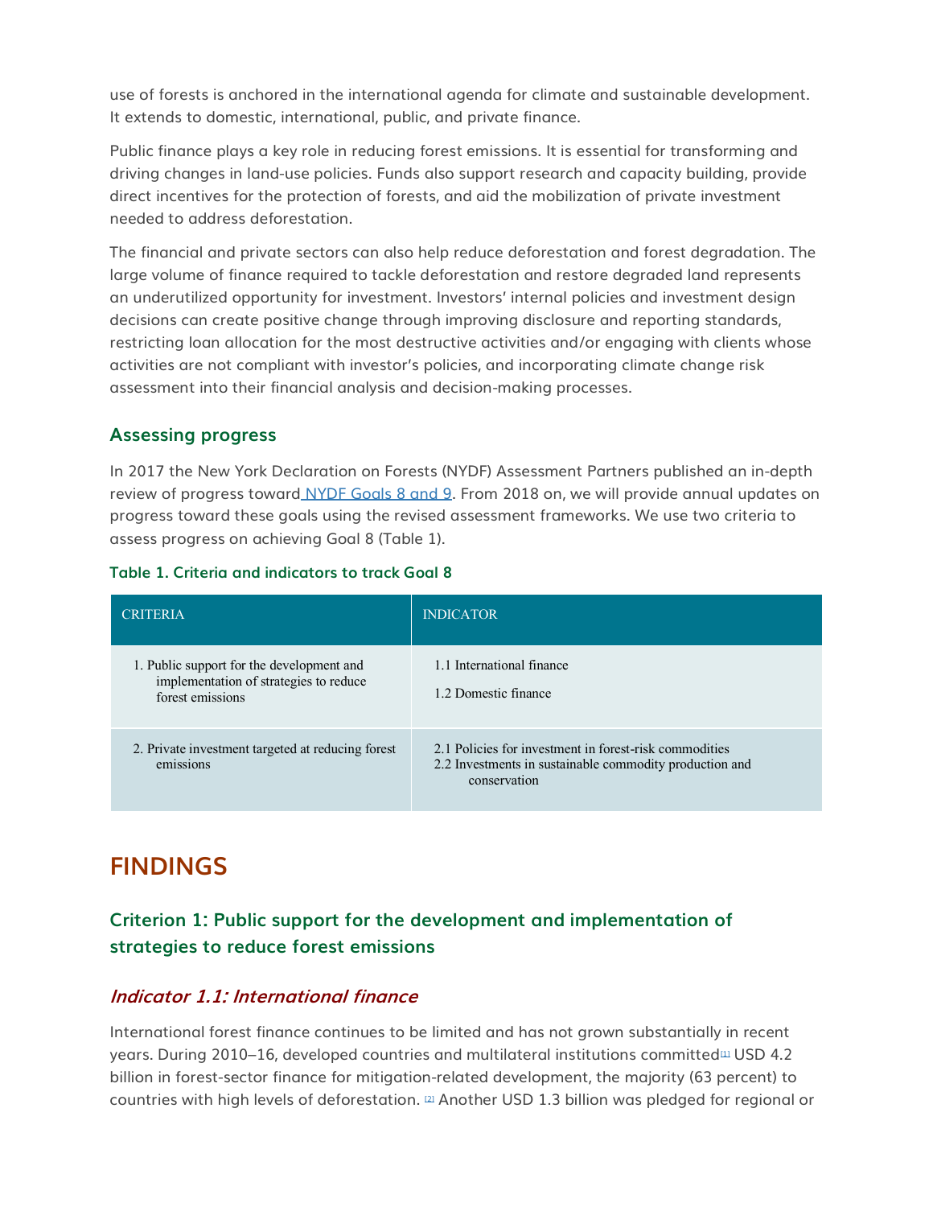use of forests is anchored in the international agenda for climate and sustainable development. It extends to domestic, international, public, and private finance.

Public finance plays a key role in reducing forest emissions. It is essential for transforming and driving changes in land-use policies. Funds also support research and capacity building, provide direct incentives for the protection of forests, and aid the mobilization of private investment needed to address deforestation.

The financial and private sectors can also help reduce deforestation and forest degradation. The large volume of finance required to tackle deforestation and restore degraded land represents an underutilized opportunity for investment. Investors' internal policies and investment design decisions can create positive change through improving disclosure and reporting standards, restricting loan allocation for the most destructive activities and/or engaging with clients whose activities are not compliant with investor's policies, and incorporating climate change risk assessment into their financial analysis and decision-making processes.

### Assessing progress

In 2017 the New York Declaration on Forests (NYDF) Assessment Partners published an in-depth review of progress toward NYDF Goals 8 and 9. From 2018 on, we will provide annual updates on progress toward these goals using the revised assessment frameworks. We use two criteria to assess progress on achieving Goal 8 (Table 1).

**Table 1. Criteria and indicators to track Goal 8**

| CRITERIA | INDICATOR |
| --- | --- |
| 1. Public support for the development and implementation of strategies to reduce forest emissions | 1.1 International finance<br>1.2 Domestic finance |
| 2. Private investment targeted at reducing forest emissions | 2.1 Policies for investment in forest-risk commodities<br>2.2 Investments in sustainable commodity production and conservation |

# FINDINGS

### Criterion 1: Public support for the development and implementation of strategies to reduce forest emissions

#### *Indicator 1.1: International finance*

International forest finance continues to be limited and has not grown substantially in recent years. During 2010–16, developed countries and multilateral institutions committed[1] USD 4.2 billion in forest-sector finance for mitigation-related development, the majority (63 percent) to countries with high levels of deforestation. [2] Another USD 1.3 billion was pledged for regional or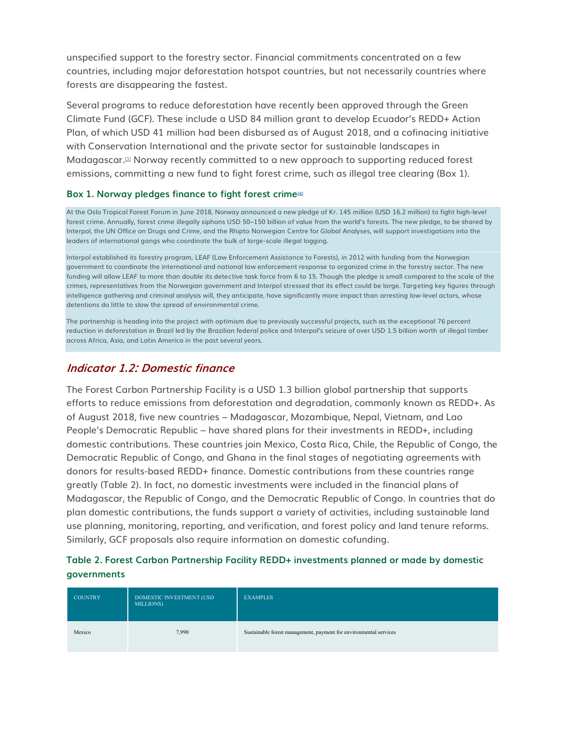unspecified support to the forestry sector. Financial commitments concentrated on a few countries, including major deforestation hotspot countries, but not necessarily countries where forests are disappearing the fastest.

Several programs to reduce deforestation have recently been approved through the Green Climate Fund (GCF). These include a USD 84 million grant to develop Ecuador's REDD+ Action Plan, of which USD 41 million had been disbursed as of August 2018, and a cofinacing initiative with Conservation International and the private sector for sustainable landscapes in Madagascar.[3] Norway recently committed to a new approach to supporting reduced forest emissions, committing a new fund to fight forest crime, such as illegal tree clearing (Box 1).

#### Box 1. Norway pledges finance to fight forest crime[4]

At the Oslo Tropical Forest Forum in June 2018, Norway announced a new pledge of Kr. 145 million (USD 16.2 million) to fight high-level forest crime. Annually, forest crime illegally siphons USD 50–150 billion of value from the world's forests. The new pledge, to be shared by Interpol, the UN Office on Drugs and Crime, and the Rhipto Norwegian Centre for Global Analyses, will support investigations into the leaders of international gangs who coordinate the bulk of large-scale illegal logging.

Interpol established its forestry program, LEAF (Law Enforcement Assistance to Forests), in 2012 with funding from the Norwegian government to coordinate the international and national law enforcement response to organized crime in the forestry sector. The new funding will allow LEAF to more than double its detective task force from 6 to 15. Though the pledge is small compared to the scale of the crimes, representatives from the Norwegian government and Interpol stressed that its effect could be large. Targeting key figures through intelligence gathering and criminal analysis will, they anticipate, have significantly more impact than arresting low-level actors, whose detentions do little to slow the spread of environmental crime.

The partnership is heading into the project with optimism due to previously successful projects, such as the exceptional 76 percent reduction in deforestation in Brazil led by the Brazilian federal police and Interpol's seizure of over USD 1.5 billion worth of illegal timber across Africa, Asia, and Latin America in the past several years.

## *Indicator 1.2: Domestic finance*

The Forest Carbon Partnership Facility is a USD 1.3 billion global partnership that supports efforts to reduce emissions from deforestation and degradation, commonly known as REDD+. As of August 2018, five new countries – Madagascar, Mozambique, Nepal, Vietnam, and Lao People's Democratic Republic – have shared plans for their investments in REDD+, including domestic contributions. These countries join Mexico, Costa Rica, Chile, the Republic of Congo, the Democratic Republic of Congo, and Ghana in the final stages of negotiating agreements with donors for results-based REDD+ finance. Domestic contributions from these countries range greatly (Table 2). In fact, no domestic investments were included in the financial plans of Madagascar, the Republic of Congo, and the Democratic Republic of Congo. In countries that do plan domestic contributions, the funds support a variety of activities, including sustainable land use planning, monitoring, reporting, and verification, and forest policy and land tenure reforms. Similarly, GCF proposals also require information on domestic cofunding.

#### Table 2. Forest Carbon Partnership Facility REDD+ investments planned or made by domestic governments

| COUNTRY | DOMESTIC INVESTMENT (USD MILLIONS) | EXAMPLES |
|---|---|---|
| Mexico | 7,990 | Sustainable forest management, payment for environmental services |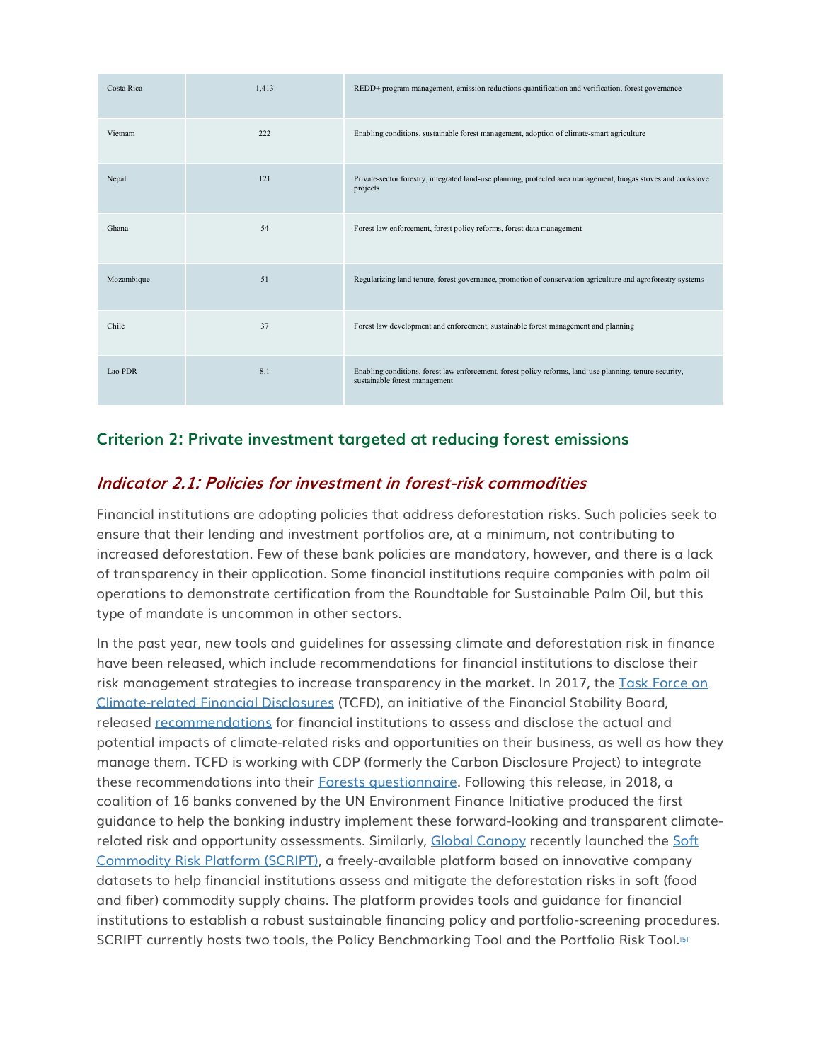| Costa Rica | 1,413 | REDD+ program management, emission reductions quantification and verification, forest governance |
|---|---|---|
| Vietnam | 222 | Enabling conditions, sustainable forest management, adoption of climate-smart agriculture |
| Nepal | 121 | Private-sector forestry, integrated land-use planning, protected area management, biogas stoves and cookstove projects |
| Ghana | 54 | Forest law enforcement, forest policy reforms, forest data management |
| Mozambique | 51 | Regularizing land tenure, forest governance, promotion of conservation agriculture and agroforestry systems |
| Chile | 37 | Forest law development and enforcement, sustainable forest management and planning |
| Lao PDR | 8.1 | Enabling conditions, forest law enforcement, forest policy reforms, land-use planning, tenure security, sustainable forest management |

## Criterion 2: Private investment targeted at reducing forest emissions

### *Indicator 2.1: Policies for investment in forest-risk commodities*

Financial institutions are adopting policies that address deforestation risks. Such policies seek to ensure that their lending and investment portfolios are, at a minimum, not contributing to increased deforestation. Few of these bank policies are mandatory, however, and there is a lack of transparency in their application. Some financial institutions require companies with palm oil operations to demonstrate certification from the Roundtable for Sustainable Palm Oil, but this type of mandate is uncommon in other sectors.

In the past year, new tools and guidelines for assessing climate and deforestation risk in finance have been released, which include recommendations for financial institutions to disclose their risk management strategies to increase transparency in the market. In 2017, the Task Force on Climate-related Financial Disclosures (TCFD), an initiative of the Financial Stability Board, released recommendations for financial institutions to assess and disclose the actual and potential impacts of climate-related risks and opportunities on their business, as well as how they manage them. TCFD is working with CDP (formerly the Carbon Disclosure Project) to integrate these recommendations into their Forests questionnaire. Following this release, in 2018, a coalition of 16 banks convened by the UN Environment Finance Initiative produced the first guidance to help the banking industry implement these forward-looking and transparent climate-related risk and opportunity assessments. Similarly, Global Canopy recently launched the Soft Commodity Risk Platform (SCRIPT), a freely-available platform based on innovative company datasets to help financial institutions assess and mitigate the deforestation risks in soft (food and fiber) commodity supply chains. The platform provides tools and guidance for financial institutions to establish a robust sustainable financing policy and portfolio-screening procedures. SCRIPT currently hosts two tools, the Policy Benchmarking Tool and the Portfolio Risk Tool.[5]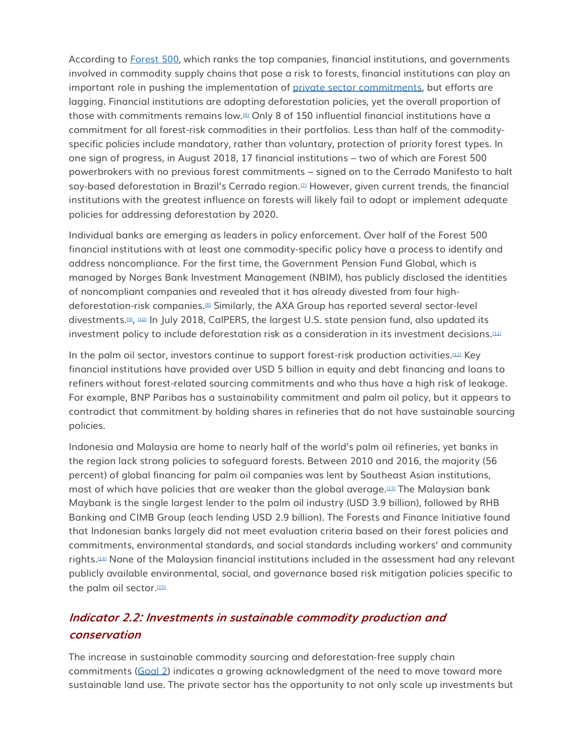According to Forest 500, which ranks the top companies, financial institutions, and governments involved in commodity supply chains that pose a risk to forests, financial institutions can play an important role in pushing the implementation of private sector commitments, but efforts are lagging. Financial institutions are adopting deforestation policies, yet the overall proportion of those with commitments remains low.[6] Only 8 of 150 influential financial institutions have a commitment for all forest-risk commodities in their portfolios. Less than half of the commodity-specific policies include mandatory, rather than voluntary, protection of priority forest types. In one sign of progress, in August 2018, 17 financial institutions – two of which are Forest 500 powerbrokers with no previous forest commitments – signed on to the Cerrado Manifesto to halt soy-based deforestation in Brazil's Cerrado region.[7] However, given current trends, the financial institutions with the greatest influence on forests will likely fail to adopt or implement adequate policies for addressing deforestation by 2020.

Individual banks are emerging as leaders in policy enforcement. Over half of the Forest 500 financial institutions with at least one commodity-specific policy have a process to identify and address noncompliance. For the first time, the Government Pension Fund Global, which is managed by Norges Bank Investment Management (NBIM), has publicly disclosed the identities of noncompliant companies and revealed that it has already divested from four high-deforestation-risk companies.[8] Similarly, the AXA Group has reported several sector-level divestments.[9], [10] In July 2018, CalPERS, the largest U.S. state pension fund, also updated its investment policy to include deforestation risk as a consideration in its investment decisions.[11]

In the palm oil sector, investors continue to support forest-risk production activities.[12] Key financial institutions have provided over USD 5 billion in equity and debt financing and loans to refiners without forest-related sourcing commitments and who thus have a high risk of leakage. For example, BNP Paribas has a sustainability commitment and palm oil policy, but it appears to contradict that commitment by holding shares in refineries that do not have sustainable sourcing policies.

Indonesia and Malaysia are home to nearly half of the world's palm oil refineries, yet banks in the region lack strong policies to safeguard forests. Between 2010 and 2016, the majority (56 percent) of global financing for palm oil companies was lent by Southeast Asian institutions, most of which have policies that are weaker than the global average.[13] The Malaysian bank Maybank is the single largest lender to the palm oil industry (USD 3.9 billion), followed by RHB Banking and CIMB Group (each lending USD 2.9 billion). The Forests and Finance Initiative found that Indonesian banks largely did not meet evaluation criteria based on their forest policies and commitments, environmental standards, and social standards including workers' and community rights.[14] None of the Malaysian financial institutions included in the assessment had any relevant publicly available environmental, social, and governance based risk mitigation policies specific to the palm oil sector.[15]

### *Indicator 2.2: Investments in sustainable commodity production and conservation*

The increase in sustainable commodity sourcing and deforestation-free supply chain commitments (Goal 2) indicates a growing acknowledgment of the need to move toward more sustainable land use. The private sector has the opportunity to not only scale up investments but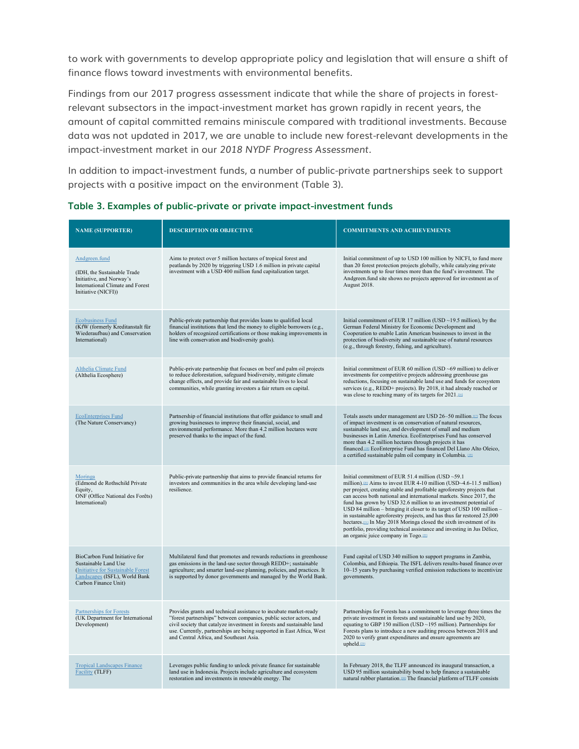to work with governments to develop appropriate policy and legislation that will ensure a shift of finance flows toward investments with environmental benefits.

Findings from our 2017 progress assessment indicate that while the share of projects in forest-relevant subsectors in the impact-investment market has grown rapidly in recent years, the amount of capital committed remains miniscule compared with traditional investments. Because data was not updated in 2017, we are unable to include new forest-relevant developments in the impact-investment market in our *2018 NYDF Progress Assessment*.

In addition to impact-investment funds, a number of public-private partnerships seek to support projects with a positive impact on the environment (Table 3).

### Table 3. Examples of public-private or private impact-investment funds

| NAME (SUPPORTER) | DESCRIPTION OR OBJECTIVE | COMMITMENTS AND ACHIEVEMENTS |
|---|---|---|
| Andgreen.fund (IDH, the Sustainable Trade Initiative, and Norway's International Climate and Forest Initiative (NICFI)) | Aims to protect over 5 million hectares of tropical forest and peatlands by 2020 by triggering USD 1.6 million in private capital investment with a USD 400 million fund capitalization target. | Initial commitment of up to USD 100 million by NICFI, to fund more than 20 forest protection projects globally, while catalyzing private investments up to four times more than the fund's investment. The Andgreen.fund site shows no projects approved for investment as of August 2018. |
| Ecobusiness Fund (KfW (formerly Kreditanstalt für Wiederaufbau) and Conservation International) | Public-private partnership that provides loans to qualified local financial institutions that lend the money to eligible borrowers (e.g., holders of recognized certifications or those making improvements in line with conservation and biodiversity goals). | Initial commitment of EUR 17 million (USD ~19.5 million), by the German Federal Ministry for Economic Development and Cooperation to enable Latin American businesses to invest in the protection of biodiversity and sustainable use of natural resources (e.g., through forestry, fishing, and agriculture). |
| Althelia Climate Fund (Althelia Ecosphere) | Public-private partnership that focuses on beef and palm oil projects to reduce deforestation, safeguard biodiversity, mitigate climate change effects, and provide fair and sustainable lives to local communities, while granting investors a fair return on capital. | Initial commitment of EUR 60 million (USD ~69 million) to deliver investments for competitive projects addressing greenhouse gas reductions, focusing on sustainable land use and funds for ecosystem services (e.g., REDD+ projects). By 2018, it had already reached or was close to reaching many of its targets for 2021.[16] |
| EcoEnterprises Fund (The Nature Conservancy) | Partnership of financial institutions that offer guidance to small and growing businesses to improve their financial, social, and environmental performance. More than 4.2 million hectares were preserved thanks to the impact of the fund. | Totals assets under management are USD 26–50 million.[17] The focus of impact investment is on conservation of natural resources, sustainable land use, and development of small and medium businesses in Latin America. EcoEnterprises Fund has conserved more than 4.2 million hectares through projects it has financed.[18] EcoEnterprise Fund has financed Del Llano Alto Oleico, a certified sustainable palm oil company in Columbia.[19] |
| Moringa (Edmond de Rothschild Private Equity, ONF (Office National des Forêts) International) | Public-private partnership that aims to provide financial returns for investors and communities in the area while developing land-use resilience. | Initial commitment of EUR 51.4 million (USD ~59.1 million).[20] Aims to invest EUR 4-10 million (USD~4.6-11.5 million) per project, creating stable and profitable agroforestry projects that can access both national and international markets. Since 2017, the fund has grown by USD 32.6 million to an investment potential of USD 84 million – bringing it closer to its target of USD 100 million – in sustainable agroforestry projects, and has thus far restored 25,000 hectares.[21] In May 2018 Moringa closed the sixth investment of its portfolio, providing technical assistance and investing in Jus Délice, an organic juice company in Togo.[22] |
| BioCarbon Fund Initiative for Sustainable Land Use (Initiative for Sustainable Forest Landscapes (ISFL), World Bank Carbon Finance Unit) | Multilateral fund that promotes and rewards reductions in greenhouse gas emissions in the land-use sector through REDD+; sustainable agriculture; and smarter land-use planning, policies, and practices. It is supported by donor governments and managed by the World Bank. | Fund capital of USD 340 million to support programs in Zambia, Colombia, and Ethiopia. The ISFL delivers results-based finance over 10–15 years by purchasing verified emission reductions to incentivize governments. |
| Partnerships for Forests (UK Department for International Development) | Provides grants and technical assistance to incubate market-ready "forest partnerships" between companies, public sector actors, and civil society that catalyze investment in forests and sustainable land use. Currently, partnerships are being supported in East Africa, West and Central Africa, and Southeast Asia. | Partnerships for Forests has a commitment to leverage three times the private investment in forests and sustainable land use by 2020, equating to GBP 150 million (USD ~195 million). Partnerships for Forests plans to introduce a new auditing process between 2018 and 2020 to verify grant expenditures and ensure agreements are upheld.[23] |
| Tropical Landscapes Finance Facility (TLFF) | Leverages public funding to unlock private finance for sustainable land use in Indonesia. Projects include agriculture and ecosystem restoration and investments in renewable energy. The | In February 2018, the TLFF announced its inaugural transaction, a USD 95 million sustainability bond to help finance a sustainable natural rubber plantation.[24] The financial platform of TLFF consists |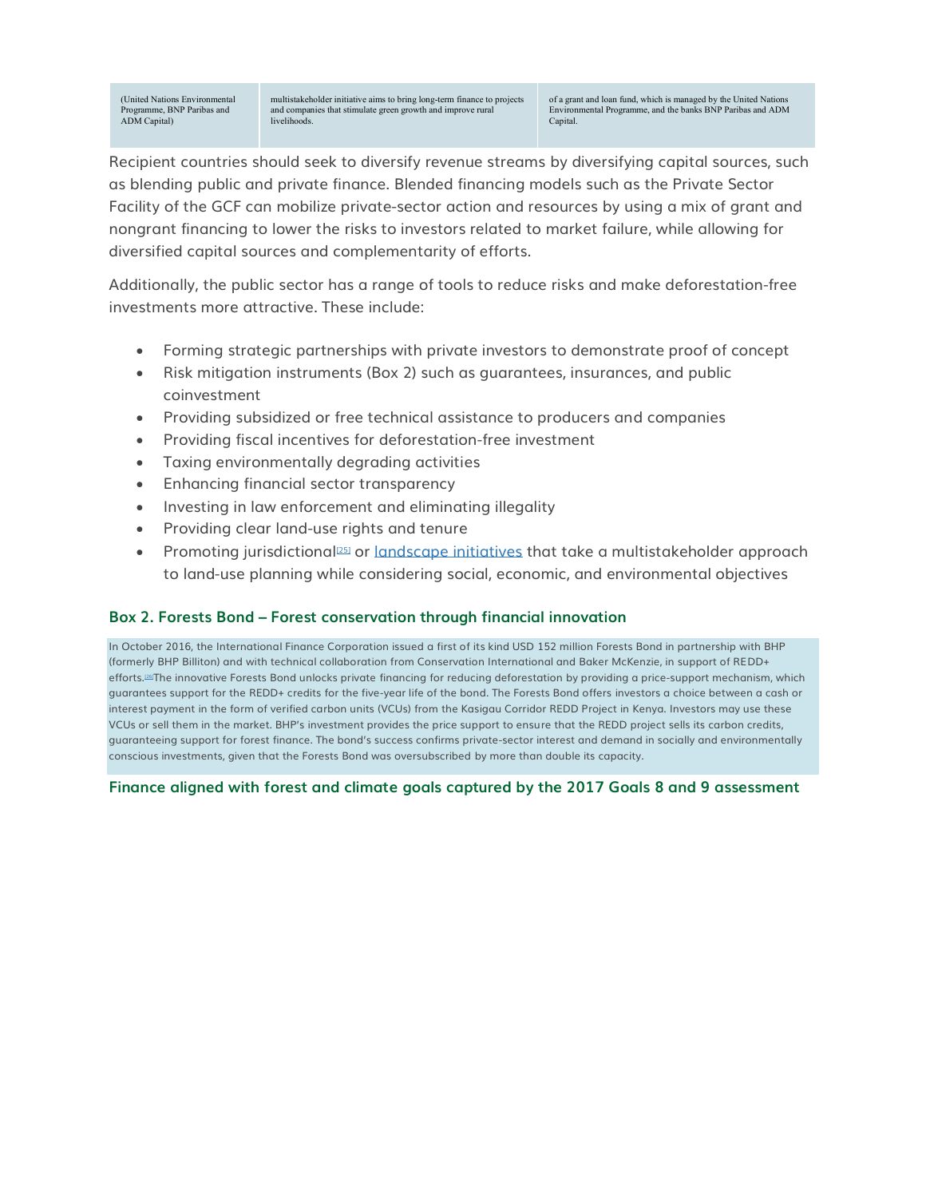| (United Nations Environmental Programme, BNP Paribas and ADM Capital) | multistakeholder initiative aims to bring long-term finance to projects and companies that stimulate green growth and improve rural livelihoods. | of a grant and loan fund, which is managed by the United Nations Environmental Programme, and the banks BNP Paribas and ADM Capital. |
|---|---|---|

Recipient countries should seek to diversify revenue streams by diversifying capital sources, such as blending public and private finance. Blended financing models such as the Private Sector Facility of the GCF can mobilize private-sector action and resources by using a mix of grant and nongrant financing to lower the risks to investors related to market failure, while allowing for diversified capital sources and complementarity of efforts.

Additionally, the public sector has a range of tools to reduce risks and make deforestation-free investments more attractive. These include:

- Forming strategic partnerships with private investors to demonstrate proof of concept
- Risk mitigation instruments (Box 2) such as guarantees, insurances, and public coinvestment
- Providing subsidized or free technical assistance to producers and companies
- Providing fiscal incentives for deforestation-free investment
- Taxing environmentally degrading activities
- Enhancing financial sector transparency
- Investing in law enforcement and eliminating illegality
- Providing clear land-use rights and tenure
- Promoting jurisdictional[25] or landscape initiatives that take a multistakeholder approach to land-use planning while considering social, economic, and environmental objectives

### Box 2. Forests Bond – Forest conservation through financial innovation

In October 2016, the International Finance Corporation issued a first of its kind USD 152 million Forests Bond in partnership with BHP (formerly BHP Billiton) and with technical collaboration from Conservation International and Baker McKenzie, in support of REDD+ efforts.[26] The innovative Forests Bond unlocks private financing for reducing deforestation by providing a price-support mechanism, which guarantees support for the REDD+ credits for the five-year life of the bond. The Forests Bond offers investors a choice between a cash or interest payment in the form of verified carbon units (VCUs) from the Kasigau Corridor REDD Project in Kenya. Investors may use these VCUs or sell them in the market. BHP's investment provides the price support to ensure that the REDD project sells its carbon credits, guaranteeing support for forest finance. The bond's success confirms private-sector interest and demand in socially and environmentally conscious investments, given that the Forests Bond was oversubscribed by more than double its capacity.

### Finance aligned with forest and climate goals captured by the 2017 Goals 8 and 9 assessment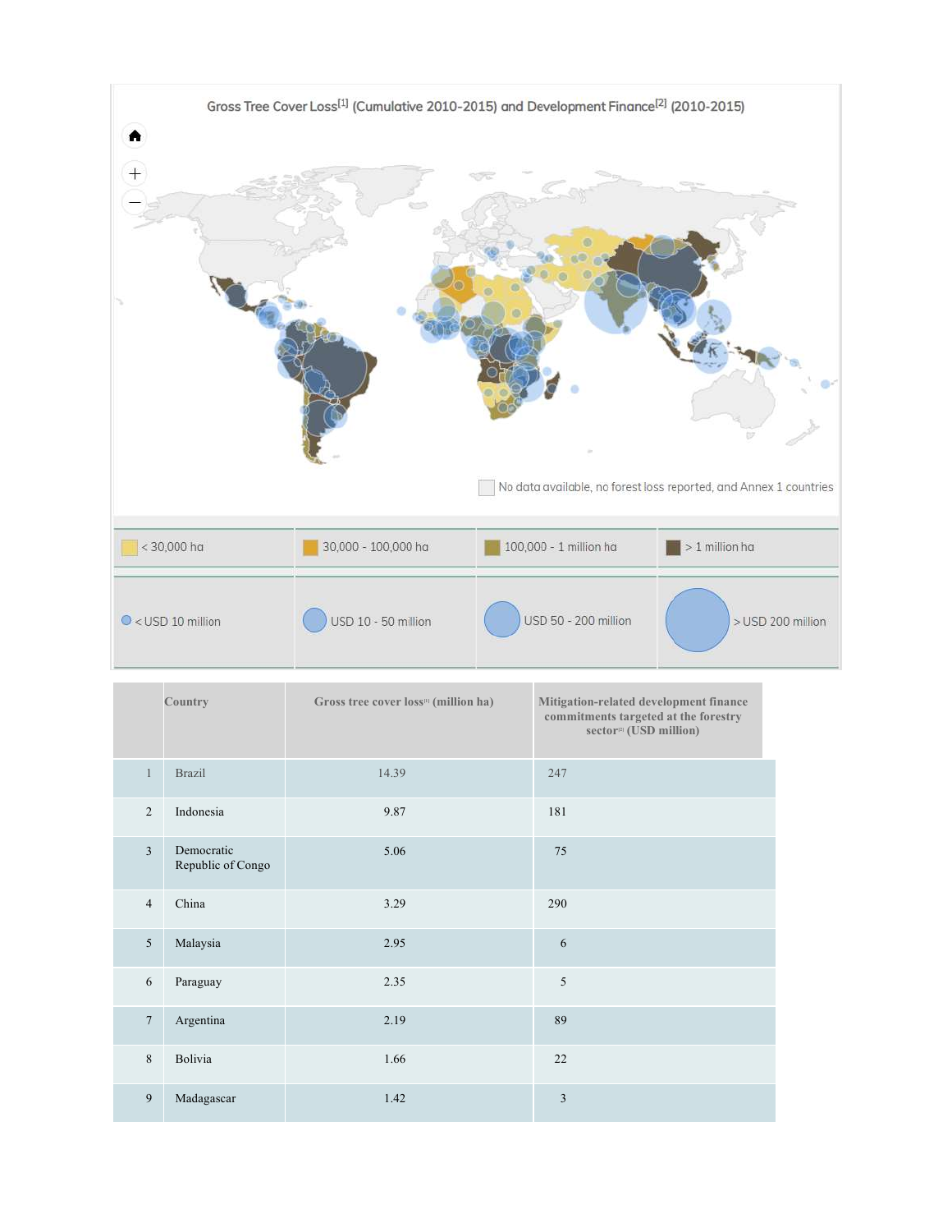Gross Tree Cover Loss[1] (Cumulative 2010-2015) and Development Finance[2] (2010-2015)

No data available, no forest loss reported, and Annex 1 countries

| < 30,000 ha | 30,000 - 100,000 ha | 100,000 - 1 million ha | > 1 million ha |
|---|---|---|---|
| < USD 10 million | USD 10 - 50 million | USD 50 - 200 million | > USD 200 million |

| | Country | Gross tree cover loss[i] (million ha) | Mitigation-related development finance commitments targeted at the forestry sector[ii] (USD million) |
|---|---|---|---|
| 1 | Brazil | 14.39 | 247 |
| 2 | Indonesia | 9.87 | 181 |
| 3 | Democratic Republic of Congo | 5.06 | 75 |
| 4 | China | 3.29 | 290 |
| 5 | Malaysia | 2.95 | 6 |
| 6 | Paraguay | 2.35 | 5 |
| 7 | Argentina | 2.19 | 89 |
| 8 | Bolivia | 1.66 | 22 |
| 9 | Madagascar | 1.42 | 3 |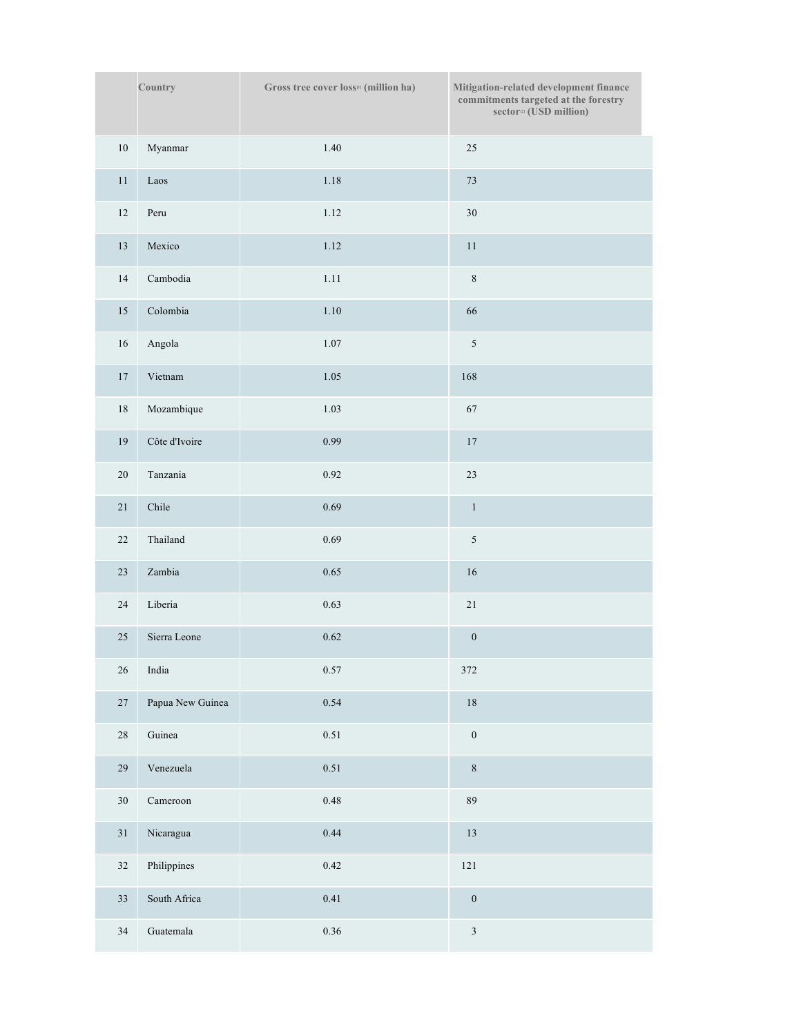|  | Country | Gross tree cover loss[1] (million ha) | Mitigation-related development finance commitments targeted at the forestry sector[2] (USD million) |
|---|---|---|---|
| 10 | Myanmar | 1.40 | 25 |
| 11 | Laos | 1.18 | 73 |
| 12 | Peru | 1.12 | 30 |
| 13 | Mexico | 1.12 | 11 |
| 14 | Cambodia | 1.11 | 8 |
| 15 | Colombia | 1.10 | 66 |
| 16 | Angola | 1.07 | 5 |
| 17 | Vietnam | 1.05 | 168 |
| 18 | Mozambique | 1.03 | 67 |
| 19 | Côte d'Ivoire | 0.99 | 17 |
| 20 | Tanzania | 0.92 | 23 |
| 21 | Chile | 0.69 | 1 |
| 22 | Thailand | 0.69 | 5 |
| 23 | Zambia | 0.65 | 16 |
| 24 | Liberia | 0.63 | 21 |
| 25 | Sierra Leone | 0.62 | 0 |
| 26 | India | 0.57 | 372 |
| 27 | Papua New Guinea | 0.54 | 18 |
| 28 | Guinea | 0.51 | 0 |
| 29 | Venezuela | 0.51 | 8 |
| 30 | Cameroon | 0.48 | 89 |
| 31 | Nicaragua | 0.44 | 13 |
| 32 | Philippines | 0.42 | 121 |
| 33 | South Africa | 0.41 | 0 |
| 34 | Guatemala | 0.36 | 3 |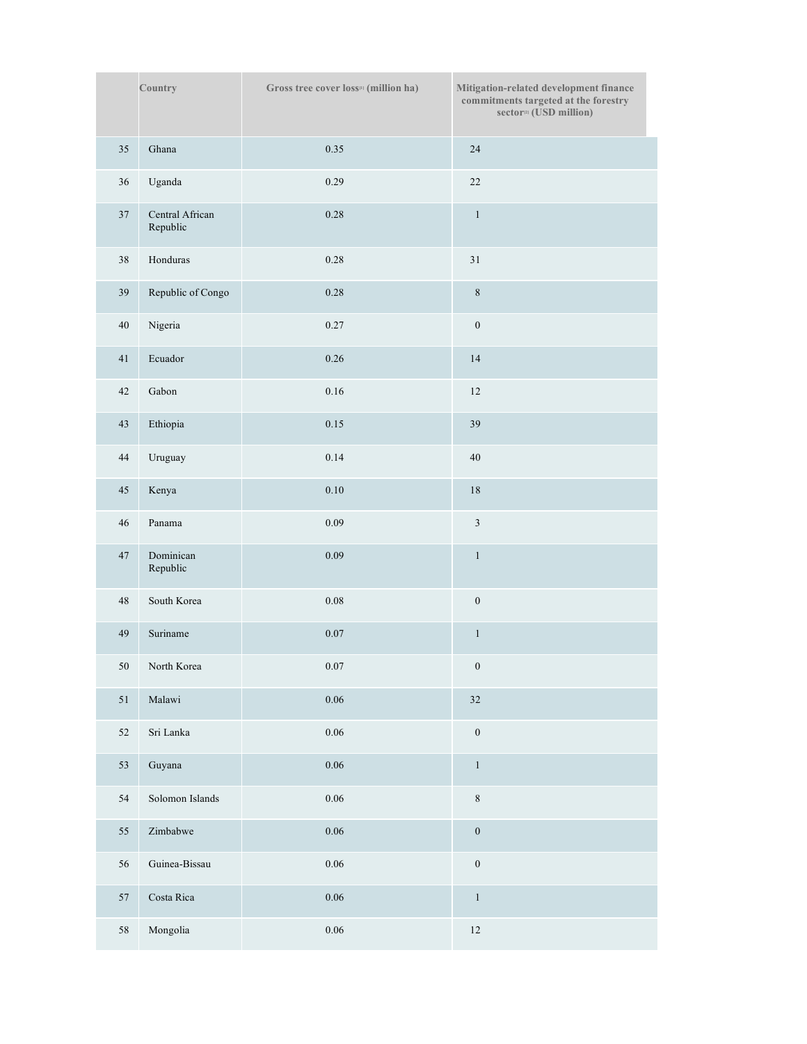| | Country | Gross tree cover loss[1] (million ha) | Mitigation-related development finance commitments targeted at the forestry sector[2] (USD million) |
|---|---|---|---|
| 35 | Ghana | 0.35 | 24 |
| 36 | Uganda | 0.29 | 22 |
| 37 | Central African Republic | 0.28 | 1 |
| 38 | Honduras | 0.28 | 31 |
| 39 | Republic of Congo | 0.28 | 8 |
| 40 | Nigeria | 0.27 | 0 |
| 41 | Ecuador | 0.26 | 14 |
| 42 | Gabon | 0.16 | 12 |
| 43 | Ethiopia | 0.15 | 39 |
| 44 | Uruguay | 0.14 | 40 |
| 45 | Kenya | 0.10 | 18 |
| 46 | Panama | 0.09 | 3 |
| 47 | Dominican Republic | 0.09 | 1 |
| 48 | South Korea | 0.08 | 0 |
| 49 | Suriname | 0.07 | 1 |
| 50 | North Korea | 0.07 | 0 |
| 51 | Malawi | 0.06 | 32 |
| 52 | Sri Lanka | 0.06 | 0 |
| 53 | Guyana | 0.06 | 1 |
| 54 | Solomon Islands | 0.06 | 8 |
| 55 | Zimbabwe | 0.06 | 0 |
| 56 | Guinea-Bissau | 0.06 | 0 |
| 57 | Costa Rica | 0.06 | 1 |
| 58 | Mongolia | 0.06 | 12 |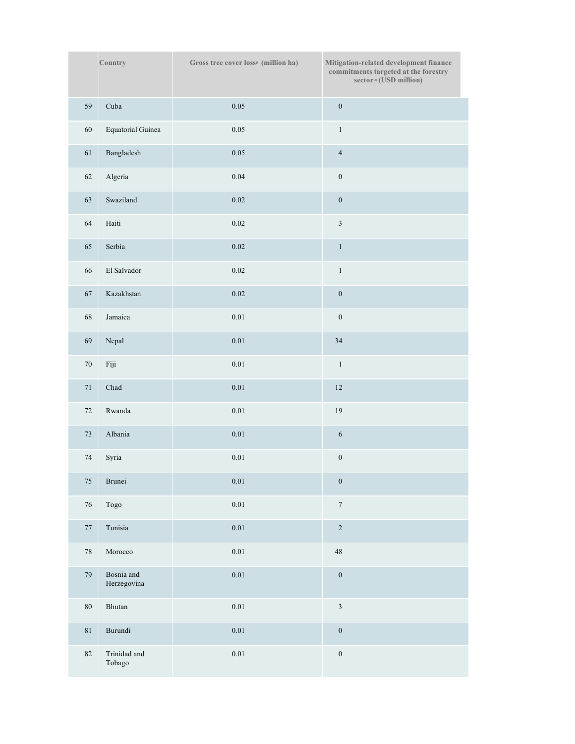| | Country | Gross tree cover loss[1] (million ha) | Mitigation-related development finance commitments targeted at the forestry sector[2] (USD million) |
|---|---|---|---|
| 59 | Cuba | 0.05 | 0 |
| 60 | Equatorial Guinea | 0.05 | 1 |
| 61 | Bangladesh | 0.05 | 4 |
| 62 | Algeria | 0.04 | 0 |
| 63 | Swaziland | 0.02 | 0 |
| 64 | Haiti | 0.02 | 3 |
| 65 | Serbia | 0.02 | 1 |
| 66 | El Salvador | 0.02 | 1 |
| 67 | Kazakhstan | 0.02 | 0 |
| 68 | Jamaica | 0.01 | 0 |
| 69 | Nepal | 0.01 | 34 |
| 70 | Fiji | 0.01 | 1 |
| 71 | Chad | 0.01 | 12 |
| 72 | Rwanda | 0.01 | 19 |
| 73 | Albania | 0.01 | 6 |
| 74 | Syria | 0.01 | 0 |
| 75 | Brunei | 0.01 | 0 |
| 76 | Togo | 0.01 | 7 |
| 77 | Tunisia | 0.01 | 2 |
| 78 | Morocco | 0.01 | 48 |
| 79 | Bosnia and Herzegovina | 0.01 | 0 |
| 80 | Bhutan | 0.01 | 3 |
| 81 | Burundi | 0.01 | 0 |
| 82 | Trinidad and Tobago | 0.01 | 0 |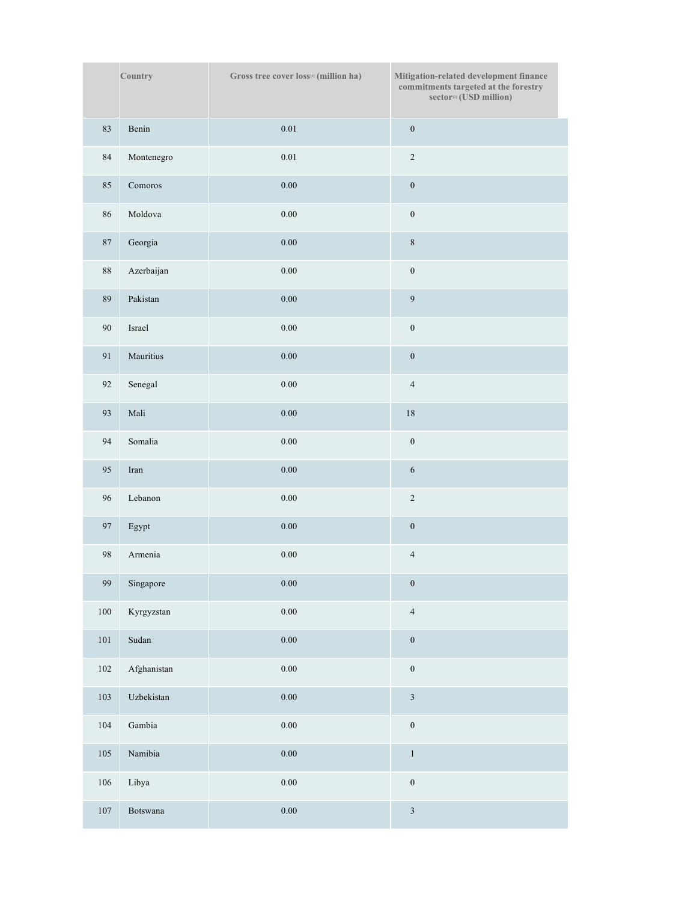|  | Country | Gross tree cover loss[1] (million ha) | Mitigation-related development finance commitments targeted at the forestry sector[2] (USD million) |
|---|---|---|---|
| 83 | Benin | 0.01 | 0 |
| 84 | Montenegro | 0.01 | 2 |
| 85 | Comoros | 0.00 | 0 |
| 86 | Moldova | 0.00 | 0 |
| 87 | Georgia | 0.00 | 8 |
| 88 | Azerbaijan | 0.00 | 0 |
| 89 | Pakistan | 0.00 | 9 |
| 90 | Israel | 0.00 | 0 |
| 91 | Mauritius | 0.00 | 0 |
| 92 | Senegal | 0.00 | 4 |
| 93 | Mali | 0.00 | 18 |
| 94 | Somalia | 0.00 | 0 |
| 95 | Iran | 0.00 | 6 |
| 96 | Lebanon | 0.00 | 2 |
| 97 | Egypt | 0.00 | 0 |
| 98 | Armenia | 0.00 | 4 |
| 99 | Singapore | 0.00 | 0 |
| 100 | Kyrgyzstan | 0.00 | 4 |
| 101 | Sudan | 0.00 | 0 |
| 102 | Afghanistan | 0.00 | 0 |
| 103 | Uzbekistan | 0.00 | 3 |
| 104 | Gambia | 0.00 | 0 |
| 105 | Namibia | 0.00 | 1 |
| 106 | Libya | 0.00 | 0 |
| 107 | Botswana | 0.00 | 3 |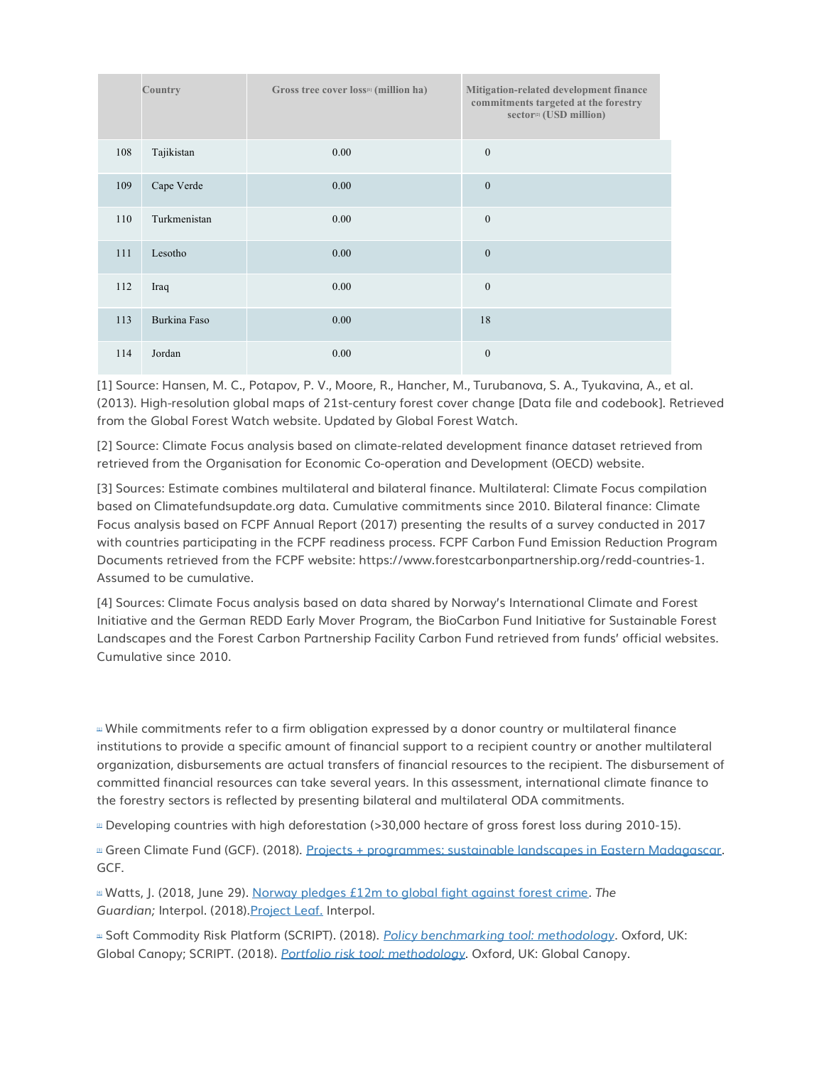|  | Country | Gross tree cover loss[1] (million ha) | Mitigation-related development finance commitments targeted at the forestry sector[2] (USD million) |
|---|---|---|---|
| 108 | Tajikistan | 0.00 | 0 |
| 109 | Cape Verde | 0.00 | 0 |
| 110 | Turkmenistan | 0.00 | 0 |
| 111 | Lesotho | 0.00 | 0 |
| 112 | Iraq | 0.00 | 0 |
| 113 | Burkina Faso | 0.00 | 18 |
| 114 | Jordan | 0.00 | 0 |

[1] Source: Hansen, M. C., Potapov, P. V., Moore, R., Hancher, M., Turubanova, S. A., Tyukavina, A., et al. (2013). High-resolution global maps of 21st-century forest cover change [Data file and codebook]. Retrieved from the Global Forest Watch website. Updated by Global Forest Watch.

[2] Source: Climate Focus analysis based on climate-related development finance dataset retrieved from retrieved from the Organisation for Economic Co-operation and Development (OECD) website.

[3] Sources: Estimate combines multilateral and bilateral finance. Multilateral: Climate Focus compilation based on Climatefundsupdate.org data. Cumulative commitments since 2010. Bilateral finance: Climate Focus analysis based on FCPF Annual Report (2017) presenting the results of a survey conducted in 2017 with countries participating in the FCPF readiness process. FCPF Carbon Fund Emission Reduction Program Documents retrieved from the FCPF website: https://www.forestcarbonpartnership.org/redd-countries-1. Assumed to be cumulative.

[4] Sources: Climate Focus analysis based on data shared by Norway's International Climate and Forest Initiative and the German REDD Early Mover Program, the BioCarbon Fund Initiative for Sustainable Forest Landscapes and the Forest Carbon Partnership Facility Carbon Fund retrieved from funds' official websites. Cumulative since 2010.

[1] While commitments refer to a firm obligation expressed by a donor country or multilateral finance institutions to provide a specific amount of financial support to a recipient country or another multilateral organization, disbursements are actual transfers of financial resources to the recipient. The disbursement of committed financial resources can take several years. In this assessment, international climate finance to the forestry sectors is reflected by presenting bilateral and multilateral ODA commitments.

[2] Developing countries with high deforestation (>30,000 hectare of gross forest loss during 2010-15).

[3] Green Climate Fund (GCF). (2018). [Projects + programmes: sustainable landscapes in Eastern Madagascar](). GCF.

[4] Watts, J. (2018, June 29). [Norway pledges £12m to global fight against forest crime](). *The Guardian;* Interpol. (2018).[Project Leaf.]() Interpol.

[5] Soft Commodity Risk Platform (SCRIPT). (2018). *[Policy benchmarking tool: methodology]()*. Oxford, UK: Global Canopy; SCRIPT. (2018). *[Portfolio risk tool: methodology]()*. Oxford, UK: Global Canopy.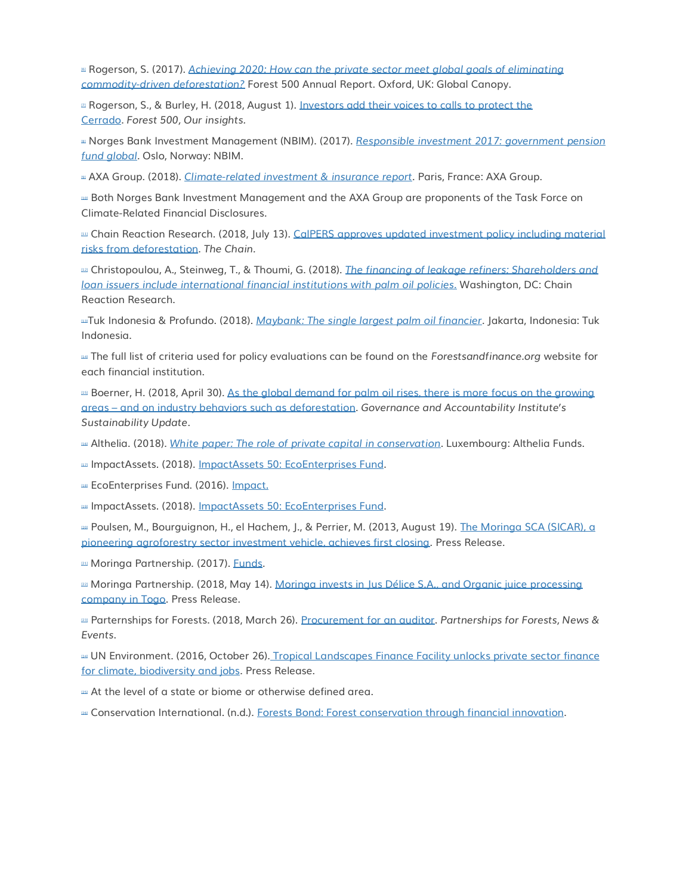[6] Rogerson, S. (2017). *Achieving 2020: How can the private sector meet global goals of eliminating commodity-driven deforestation?* Forest 500 Annual Report. Oxford, UK: Global Canopy.

[7] Rogerson, S., & Burley, H. (2018, August 1). Investors add their voices to calls to protect the Cerrado. *Forest 500, Our insights*.

[8] Norges Bank Investment Management (NBIM). (2017). *Responsible investment 2017: government pension fund global*. Oslo, Norway: NBIM.

[9] AXA Group. (2018). *Climate-related investment & insurance report*. Paris, France: AXA Group.

[10] Both Norges Bank Investment Management and the AXA Group are proponents of the Task Force on Climate-Related Financial Disclosures.

[11] Chain Reaction Research. (2018, July 13). CalPERS approves updated investment policy including material risks from deforestation. *The Chain*.

[12] Christopoulou, A., Steinweg, T., & Thoumi, G. (2018). *The financing of leakage refiners: Shareholders and loan issuers include international financial institutions with palm oil policies.* Washington, DC: Chain Reaction Research.

[13] Tuk Indonesia & Profundo. (2018). *Maybank: The single largest palm oil financier*. Jakarta, Indonesia: Tuk Indonesia.

[14] The full list of criteria used for policy evaluations can be found on the *Forestsandfinance.org* website for each financial institution.

[15] Boerner, H. (2018, April 30). As the global demand for palm oil rises, there is more focus on the growing areas – and on industry behaviors such as deforestation. *Governance and Accountability Institute's Sustainability Update*.

[16] Althelia. (2018). *White paper: The role of private capital in conservation*. Luxembourg: Althelia Funds.

[17] ImpactAssets. (2018). ImpactAssets 50: EcoEnterprises Fund.

[18] EcoEnterprises Fund. (2016). Impact.

[19] ImpactAssets. (2018). ImpactAssets 50: EcoEnterprises Fund.

[20] Poulsen, M., Bourguignon, H., el Hachem, J., & Perrier, M. (2013, August 19). The Moringa SCA (SICAR), a pioneering agroforestry sector investment vehicle, achieves first closing. Press Release.

[21] Moringa Partnership. (2017). Funds.

[22] Moringa Partnership. (2018, May 14). Moringa invests in Jus Délice S.A., and Organic juice processing company in Togo. Press Release.

[23] Parternships for Forests. (2018, March 26). Procurement for an auditor. *Partnerships for Forests, News & Events*.

[24] UN Environment. (2016, October 26). Tropical Landscapes Finance Facility unlocks private sector finance for climate, biodiversity and jobs. Press Release.

[25] At the level of a state or biome or otherwise defined area.

[26] Conservation International. (n.d.). Forests Bond: Forest conservation through financial innovation.